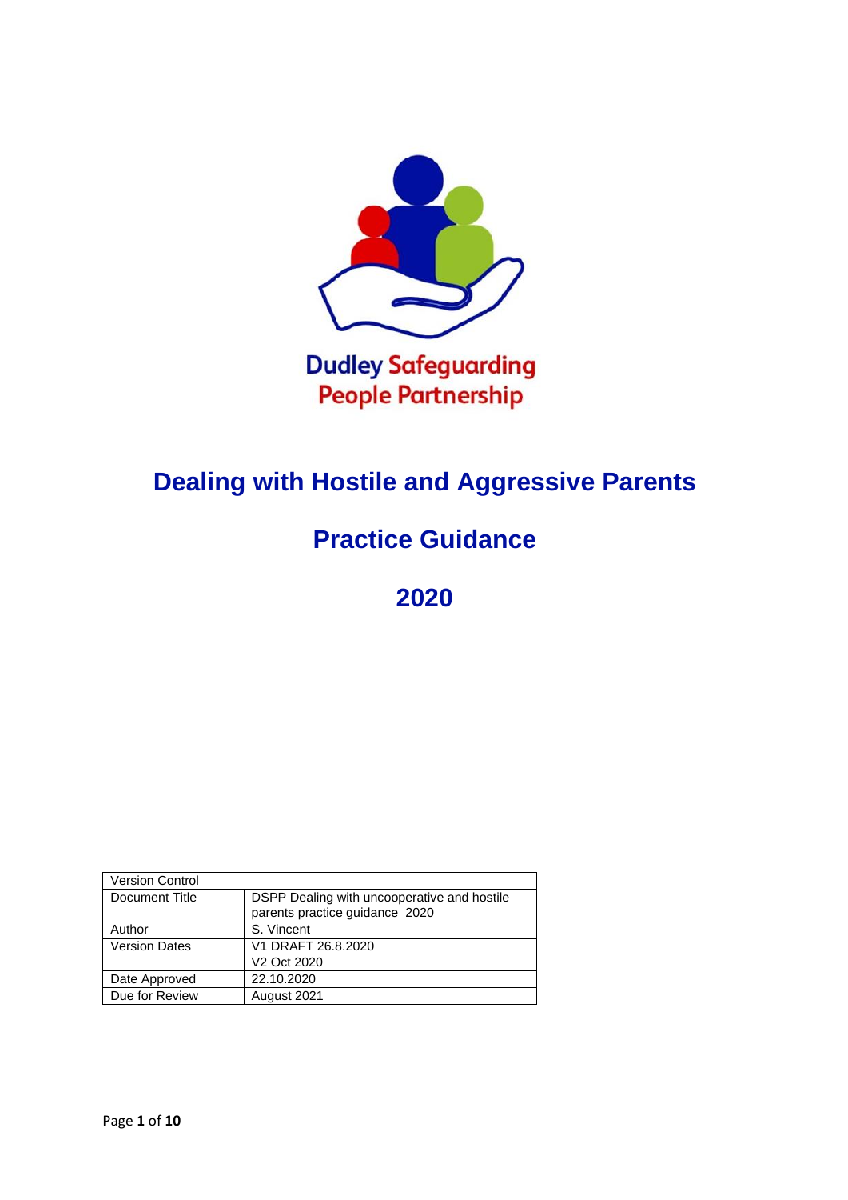Dudley Safeguarding People Partnership

# Dealing with Hostile and Aggressive Parents

## Practice Guidance

## 2020

| Version Control | |
|---|---|
| Document Title | DSPP Dealing with uncooperative and hostile parents practice guidance 2020 |
| Author | S. Vincent |
| Version Dates | V1 DRAFT 26.8.2020<br>V2 Oct 2020 |
| Date Approved | 22.10.2020 |
| Due for Review | August 2021 |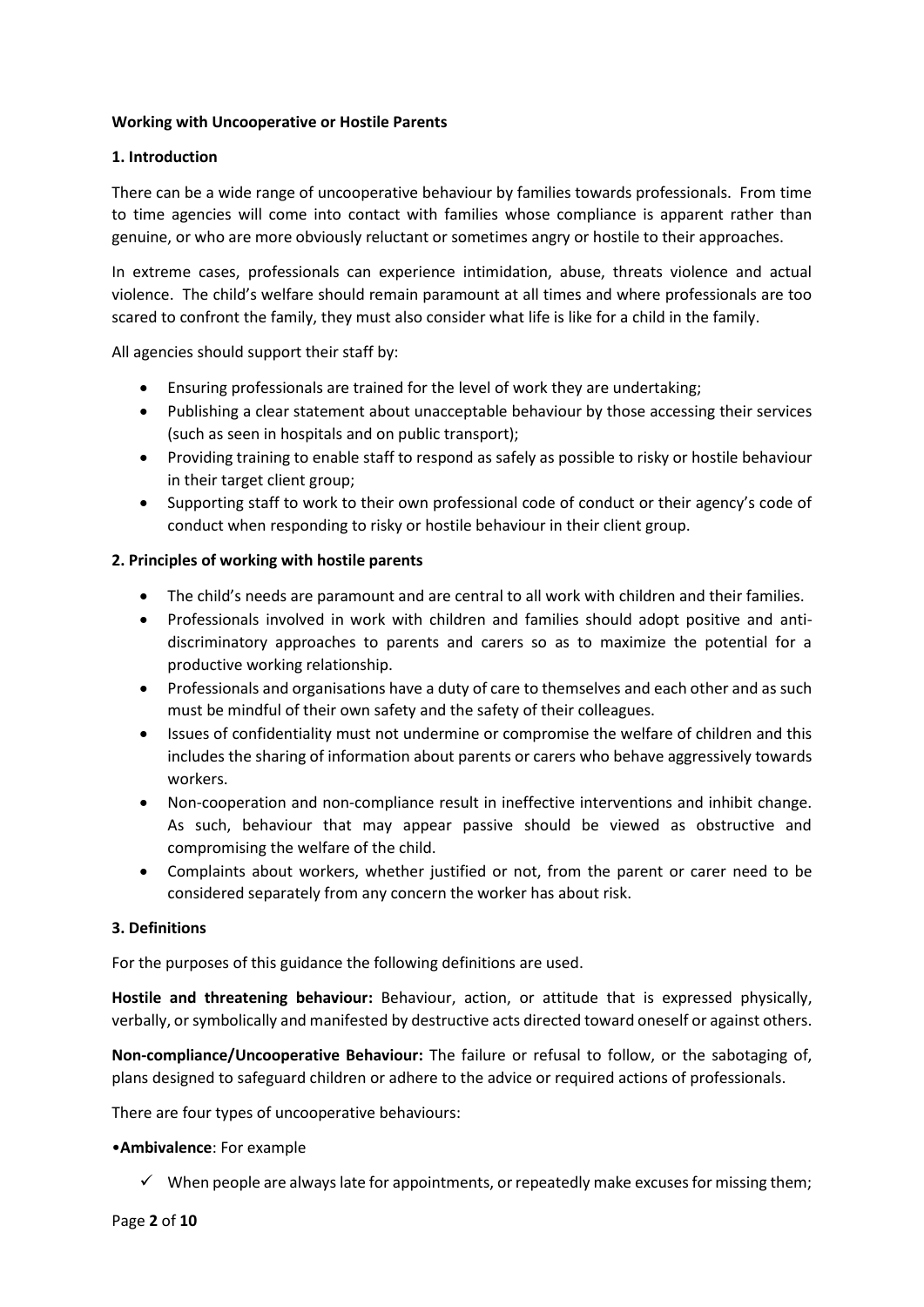**Working with Uncooperative or Hostile Parents**

**1. Introduction**

There can be a wide range of uncooperative behaviour by families towards professionals. From time to time agencies will come into contact with families whose compliance is apparent rather than genuine, or who are more obviously reluctant or sometimes angry or hostile to their approaches.

In extreme cases, professionals can experience intimidation, abuse, threats violence and actual violence. The child's welfare should remain paramount at all times and where professionals are too scared to confront the family, they must also consider what life is like for a child in the family.

All agencies should support their staff by:

- Ensuring professionals are trained for the level of work they are undertaking;
- Publishing a clear statement about unacceptable behaviour by those accessing their services (such as seen in hospitals and on public transport);
- Providing training to enable staff to respond as safely as possible to risky or hostile behaviour in their target client group;
- Supporting staff to work to their own professional code of conduct or their agency's code of conduct when responding to risky or hostile behaviour in their client group.

**2. Principles of working with hostile parents**

- The child's needs are paramount and are central to all work with children and their families.
- Professionals involved in work with children and families should adopt positive and anti-discriminatory approaches to parents and carers so as to maximize the potential for a productive working relationship.
- Professionals and organisations have a duty of care to themselves and each other and as such must be mindful of their own safety and the safety of their colleagues.
- Issues of confidentiality must not undermine or compromise the welfare of children and this includes the sharing of information about parents or carers who behave aggressively towards workers.
- Non-cooperation and non-compliance result in ineffective interventions and inhibit change. As such, behaviour that may appear passive should be viewed as obstructive and compromising the welfare of the child.
- Complaints about workers, whether justified or not, from the parent or carer need to be considered separately from any concern the worker has about risk.

**3. Definitions**

For the purposes of this guidance the following definitions are used.

**Hostile and threatening behaviour:** Behaviour, action, or attitude that is expressed physically, verbally, or symbolically and manifested by destructive acts directed toward oneself or against others.

**Non-compliance/Uncooperative Behaviour:** The failure or refusal to follow, or the sabotaging of, plans designed to safeguard children or adhere to the advice or required actions of professionals.

There are four types of uncooperative behaviours:

- **Ambivalence**: For example
  - ✓ When people are always late for appointments, or repeatedly make excuses for missing them;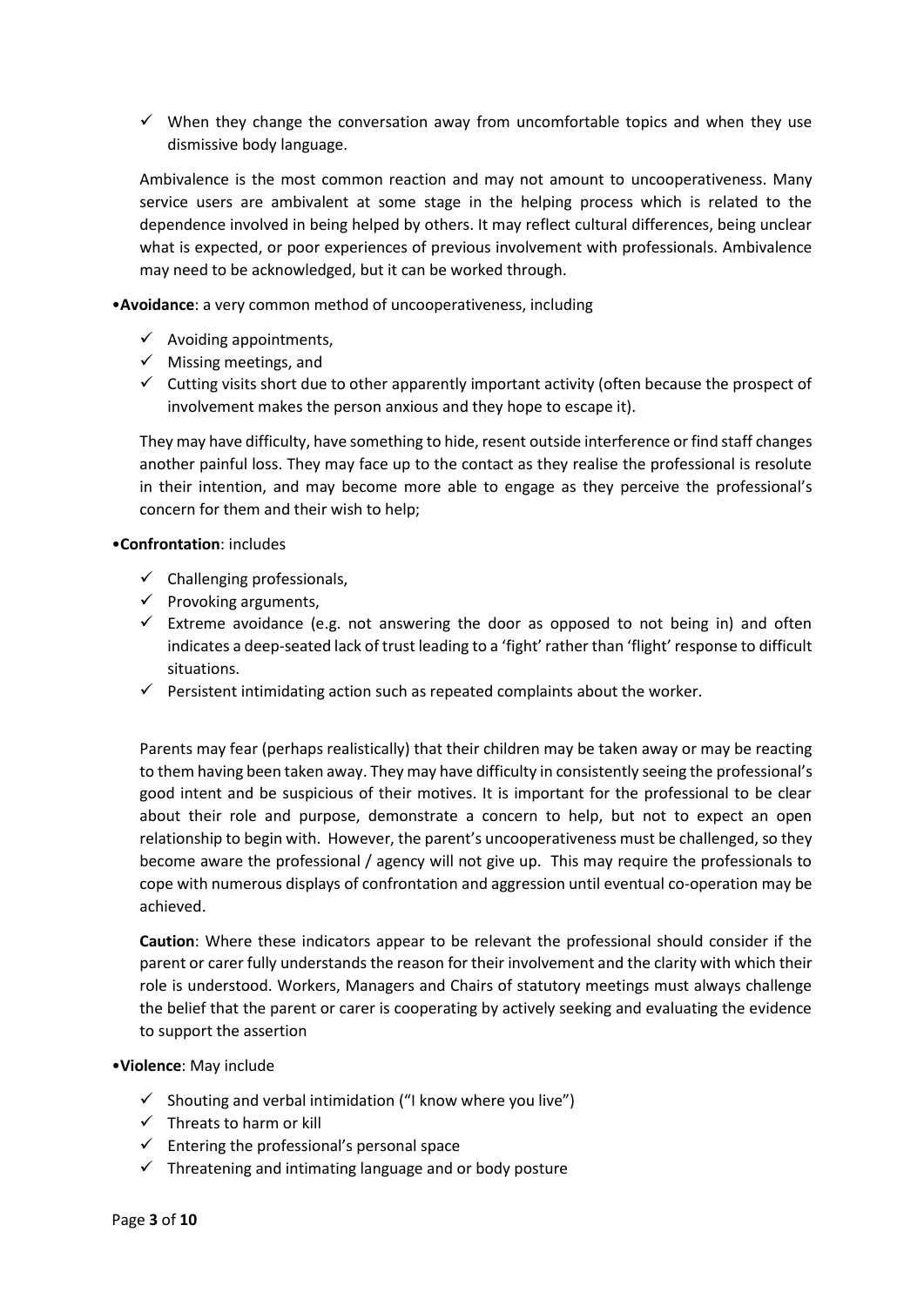- ✓ When they change the conversation away from uncomfortable topics and when they use dismissive body language.

Ambivalence is the most common reaction and may not amount to uncooperativeness. Many service users are ambivalent at some stage in the helping process which is related to the dependence involved in being helped by others. It may reflect cultural differences, being unclear what is expected, or poor experiences of previous involvement with professionals. Ambivalence may need to be acknowledged, but it can be worked through.

•**Avoidance**: a very common method of uncooperativeness, including

- ✓ Avoiding appointments,
- ✓ Missing meetings, and
- ✓ Cutting visits short due to other apparently important activity (often because the prospect of involvement makes the person anxious and they hope to escape it).

They may have difficulty, have something to hide, resent outside interference or find staff changes another painful loss. They may face up to the contact as they realise the professional is resolute in their intention, and may become more able to engage as they perceive the professional's concern for them and their wish to help;

•**Confrontation**: includes

- ✓ Challenging professionals,
- ✓ Provoking arguments,
- ✓ Extreme avoidance (e.g. not answering the door as opposed to not being in) and often indicates a deep-seated lack of trust leading to a 'fight' rather than 'flight' response to difficult situations.
- ✓ Persistent intimidating action such as repeated complaints about the worker.

Parents may fear (perhaps realistically) that their children may be taken away or may be reacting to them having been taken away. They may have difficulty in consistently seeing the professional's good intent and be suspicious of their motives. It is important for the professional to be clear about their role and purpose, demonstrate a concern to help, but not to expect an open relationship to begin with. However, the parent's uncooperativeness must be challenged, so they become aware the professional / agency will not give up. This may require the professionals to cope with numerous displays of confrontation and aggression until eventual co-operation may be achieved.

**Caution**: Where these indicators appear to be relevant the professional should consider if the parent or carer fully understands the reason for their involvement and the clarity with which their role is understood. Workers, Managers and Chairs of statutory meetings must always challenge the belief that the parent or carer is cooperating by actively seeking and evaluating the evidence to support the assertion

•**Violence**: May include

- ✓ Shouting and verbal intimidation ("I know where you live")
- ✓ Threats to harm or kill
- ✓ Entering the professional's personal space
- ✓ Threatening and intimating language and or body posture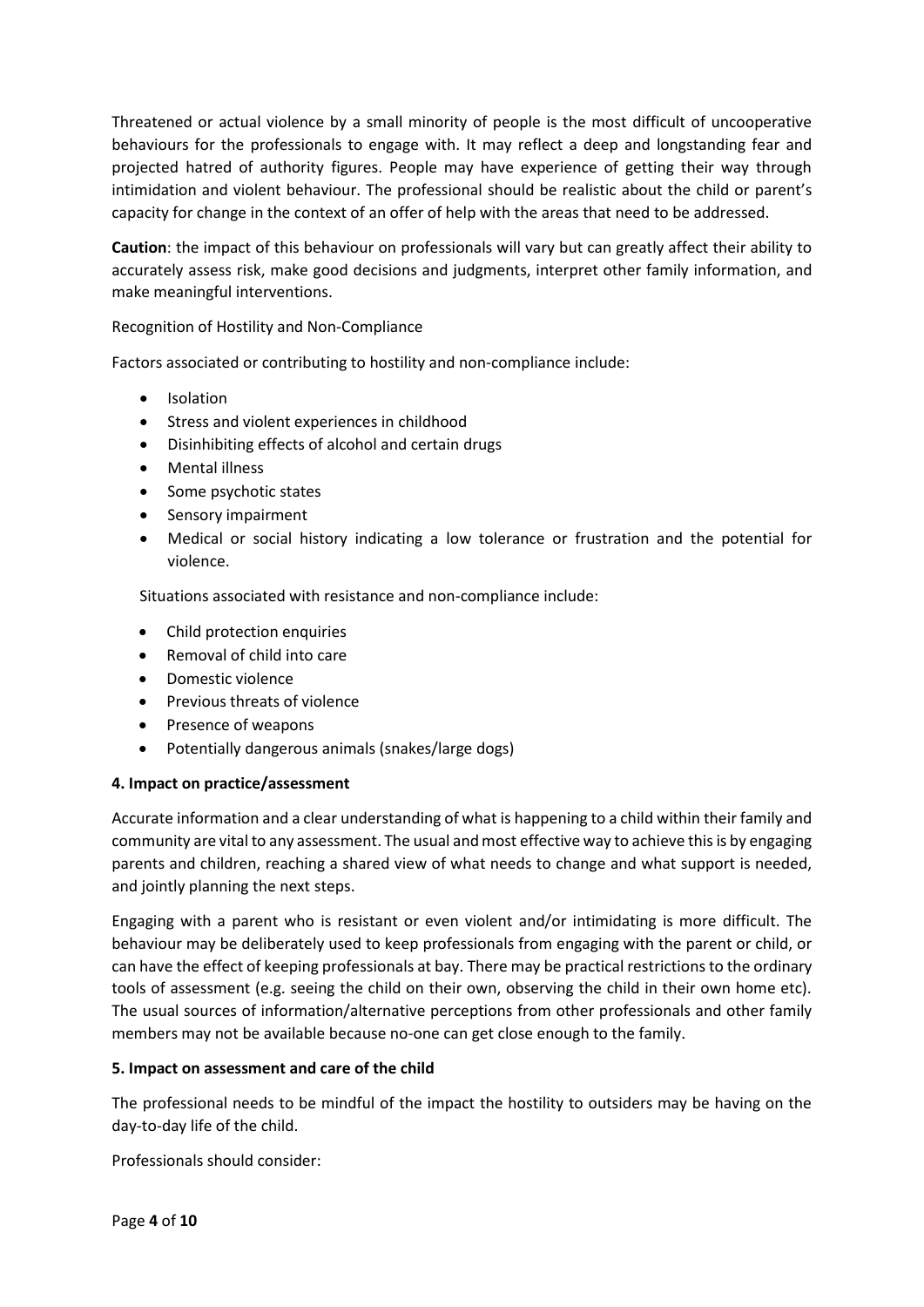Threatened or actual violence by a small minority of people is the most difficult of uncooperative behaviours for the professionals to engage with. It may reflect a deep and longstanding fear and projected hatred of authority figures. People may have experience of getting their way through intimidation and violent behaviour. The professional should be realistic about the child or parent's capacity for change in the context of an offer of help with the areas that need to be addressed.

**Caution**: the impact of this behaviour on professionals will vary but can greatly affect their ability to accurately assess risk, make good decisions and judgments, interpret other family information, and make meaningful interventions.

Recognition of Hostility and Non-Compliance

Factors associated or contributing to hostility and non-compliance include:

- Isolation
- Stress and violent experiences in childhood
- Disinhibiting effects of alcohol and certain drugs
- Mental illness
- Some psychotic states
- Sensory impairment
- Medical or social history indicating a low tolerance or frustration and the potential for violence.

Situations associated with resistance and non-compliance include:

- Child protection enquiries
- Removal of child into care
- Domestic violence
- Previous threats of violence
- Presence of weapons
- Potentially dangerous animals (snakes/large dogs)

**4. Impact on practice/assessment**

Accurate information and a clear understanding of what is happening to a child within their family and community are vital to any assessment. The usual and most effective way to achieve this is by engaging parents and children, reaching a shared view of what needs to change and what support is needed, and jointly planning the next steps.

Engaging with a parent who is resistant or even violent and/or intimidating is more difficult. The behaviour may be deliberately used to keep professionals from engaging with the parent or child, or can have the effect of keeping professionals at bay. There may be practical restrictions to the ordinary tools of assessment (e.g. seeing the child on their own, observing the child in their own home etc). The usual sources of information/alternative perceptions from other professionals and other family members may not be available because no-one can get close enough to the family.

**5. Impact on assessment and care of the child**

The professional needs to be mindful of the impact the hostility to outsiders may be having on the day-to-day life of the child.

Professionals should consider: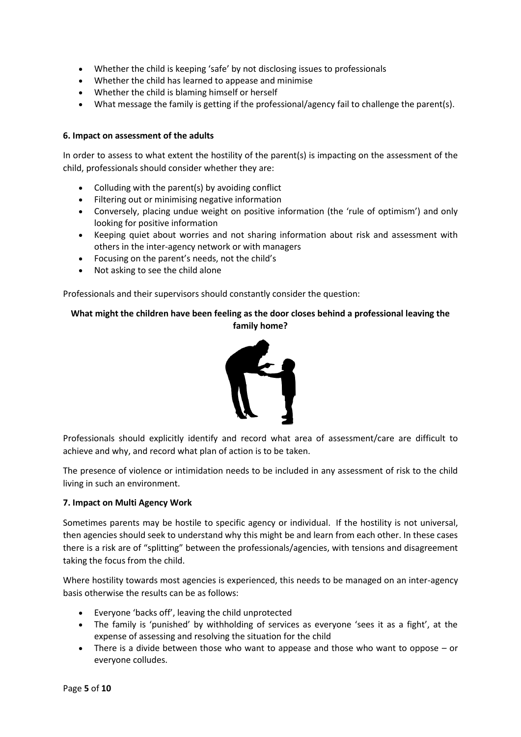- Whether the child is keeping 'safe' by not disclosing issues to professionals
- Whether the child has learned to appease and minimise
- Whether the child is blaming himself or herself
- What message the family is getting if the professional/agency fail to challenge the parent(s).

**6. Impact on assessment of the adults**

In order to assess to what extent the hostility of the parent(s) is impacting on the assessment of the child, professionals should consider whether they are:

- Colluding with the parent(s) by avoiding conflict
- Filtering out or minimising negative information
- Conversely, placing undue weight on positive information (the 'rule of optimism') and only looking for positive information
- Keeping quiet about worries and not sharing information about risk and assessment with others in the inter-agency network or with managers
- Focusing on the parent's needs, not the child's
- Not asking to see the child alone

Professionals and their supervisors should constantly consider the question:

**What might the children have been feeling as the door closes behind a professional leaving the family home?**

Professionals should explicitly identify and record what area of assessment/care are difficult to achieve and why, and record what plan of action is to be taken.

The presence of violence or intimidation needs to be included in any assessment of risk to the child living in such an environment.

**7. Impact on Multi Agency Work**

Sometimes parents may be hostile to specific agency or individual. If the hostility is not universal, then agencies should seek to understand why this might be and learn from each other. In these cases there is a risk are of "splitting" between the professionals/agencies, with tensions and disagreement taking the focus from the child.

Where hostility towards most agencies is experienced, this needs to be managed on an inter-agency basis otherwise the results can be as follows:

- Everyone 'backs off', leaving the child unprotected
- The family is 'punished' by withholding of services as everyone 'sees it as a fight', at the expense of assessing and resolving the situation for the child
- There is a divide between those who want to appease and those who want to oppose – or everyone colludes.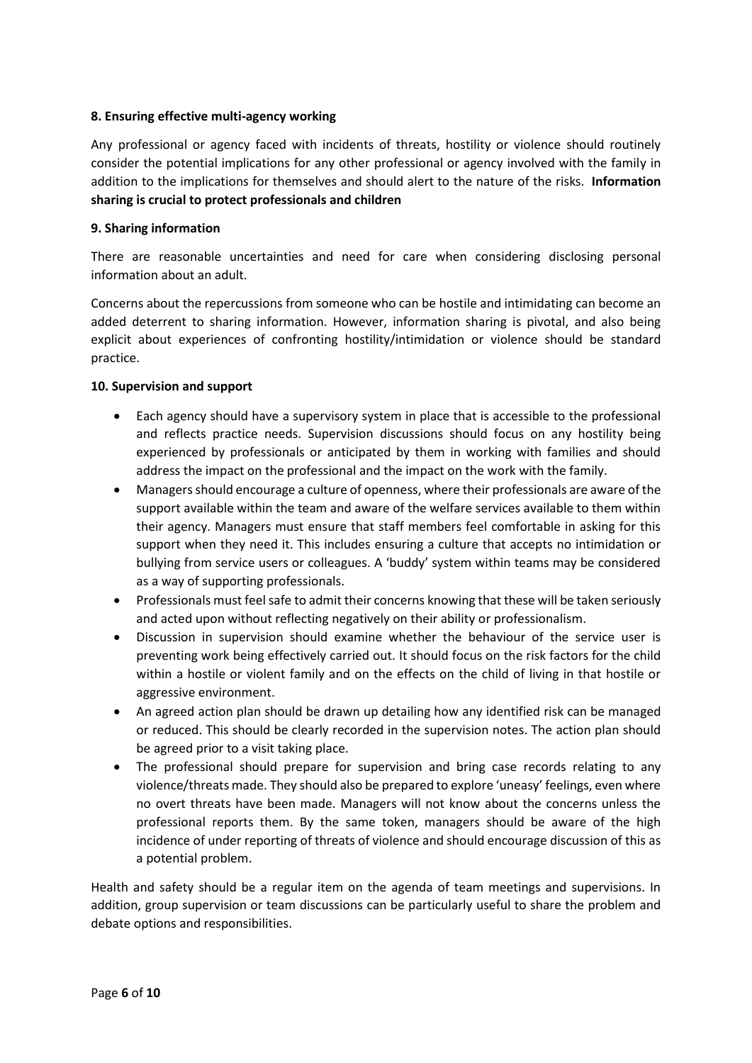### 8. Ensuring effective multi-agency working

Any professional or agency faced with incidents of threats, hostility or violence should routinely consider the potential implications for any other professional or agency involved with the family in addition to the implications for themselves and should alert to the nature of the risks. **Information sharing is crucial to protect professionals and children**

### 9. Sharing information

There are reasonable uncertainties and need for care when considering disclosing personal information about an adult.

Concerns about the repercussions from someone who can be hostile and intimidating can become an added deterrent to sharing information. However, information sharing is pivotal, and also being explicit about experiences of confronting hostility/intimidation or violence should be standard practice.

### 10. Supervision and support

- Each agency should have a supervisory system in place that is accessible to the professional and reflects practice needs. Supervision discussions should focus on any hostility being experienced by professionals or anticipated by them in working with families and should address the impact on the professional and the impact on the work with the family.
- Managers should encourage a culture of openness, where their professionals are aware of the support available within the team and aware of the welfare services available to them within their agency. Managers must ensure that staff members feel comfortable in asking for this support when they need it. This includes ensuring a culture that accepts no intimidation or bullying from service users or colleagues. A 'buddy' system within teams may be considered as a way of supporting professionals.
- Professionals must feel safe to admit their concerns knowing that these will be taken seriously and acted upon without reflecting negatively on their ability or professionalism.
- Discussion in supervision should examine whether the behaviour of the service user is preventing work being effectively carried out. It should focus on the risk factors for the child within a hostile or violent family and on the effects on the child of living in that hostile or aggressive environment.
- An agreed action plan should be drawn up detailing how any identified risk can be managed or reduced. This should be clearly recorded in the supervision notes. The action plan should be agreed prior to a visit taking place.
- The professional should prepare for supervision and bring case records relating to any violence/threats made. They should also be prepared to explore 'uneasy' feelings, even where no overt threats have been made. Managers will not know about the concerns unless the professional reports them. By the same token, managers should be aware of the high incidence of under reporting of threats of violence and should encourage discussion of this as a potential problem.

Health and safety should be a regular item on the agenda of team meetings and supervisions. In addition, group supervision or team discussions can be particularly useful to share the problem and debate options and responsibilities.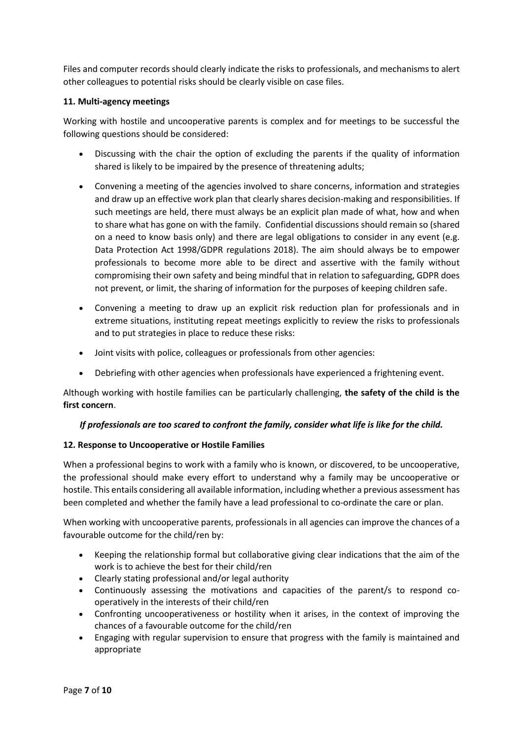Files and computer records should clearly indicate the risks to professionals, and mechanisms to alert other colleagues to potential risks should be clearly visible on case files.

**11. Multi-agency meetings**

Working with hostile and uncooperative parents is complex and for meetings to be successful the following questions should be considered:

- Discussing with the chair the option of excluding the parents if the quality of information shared is likely to be impaired by the presence of threatening adults;

- Convening a meeting of the agencies involved to share concerns, information and strategies and draw up an effective work plan that clearly shares decision-making and responsibilities. If such meetings are held, there must always be an explicit plan made of what, how and when to share what has gone on with the family. Confidential discussions should remain so (shared on a need to know basis only) and there are legal obligations to consider in any event (e.g. Data Protection Act 1998/GDPR regulations 2018). The aim should always be to empower professionals to become more able to be direct and assertive with the family without compromising their own safety and being mindful that in relation to safeguarding, GDPR does not prevent, or limit, the sharing of information for the purposes of keeping children safe.

- Convening a meeting to draw up an explicit risk reduction plan for professionals and in extreme situations, instituting repeat meetings explicitly to review the risks to professionals and to put strategies in place to reduce these risks:

- Joint visits with police, colleagues or professionals from other agencies:

- Debriefing with other agencies when professionals have experienced a frightening event.

Although working with hostile families can be particularly challenging, **the safety of the child is the first concern**.

***If professionals are too scared to confront the family, consider what life is like for the child.***

**12. Response to Uncooperative or Hostile Families**

When a professional begins to work with a family who is known, or discovered, to be uncooperative, the professional should make every effort to understand why a family may be uncooperative or hostile. This entails considering all available information, including whether a previous assessment has been completed and whether the family have a lead professional to co-ordinate the care or plan.

When working with uncooperative parents, professionals in all agencies can improve the chances of a favourable outcome for the child/ren by:

- Keeping the relationship formal but collaborative giving clear indications that the aim of the work is to achieve the best for their child/ren
- Clearly stating professional and/or legal authority
- Continuously assessing the motivations and capacities of the parent/s to respond co-operatively in the interests of their child/ren
- Confronting uncooperativeness or hostility when it arises, in the context of improving the chances of a favourable outcome for the child/ren
- Engaging with regular supervision to ensure that progress with the family is maintained and appropriate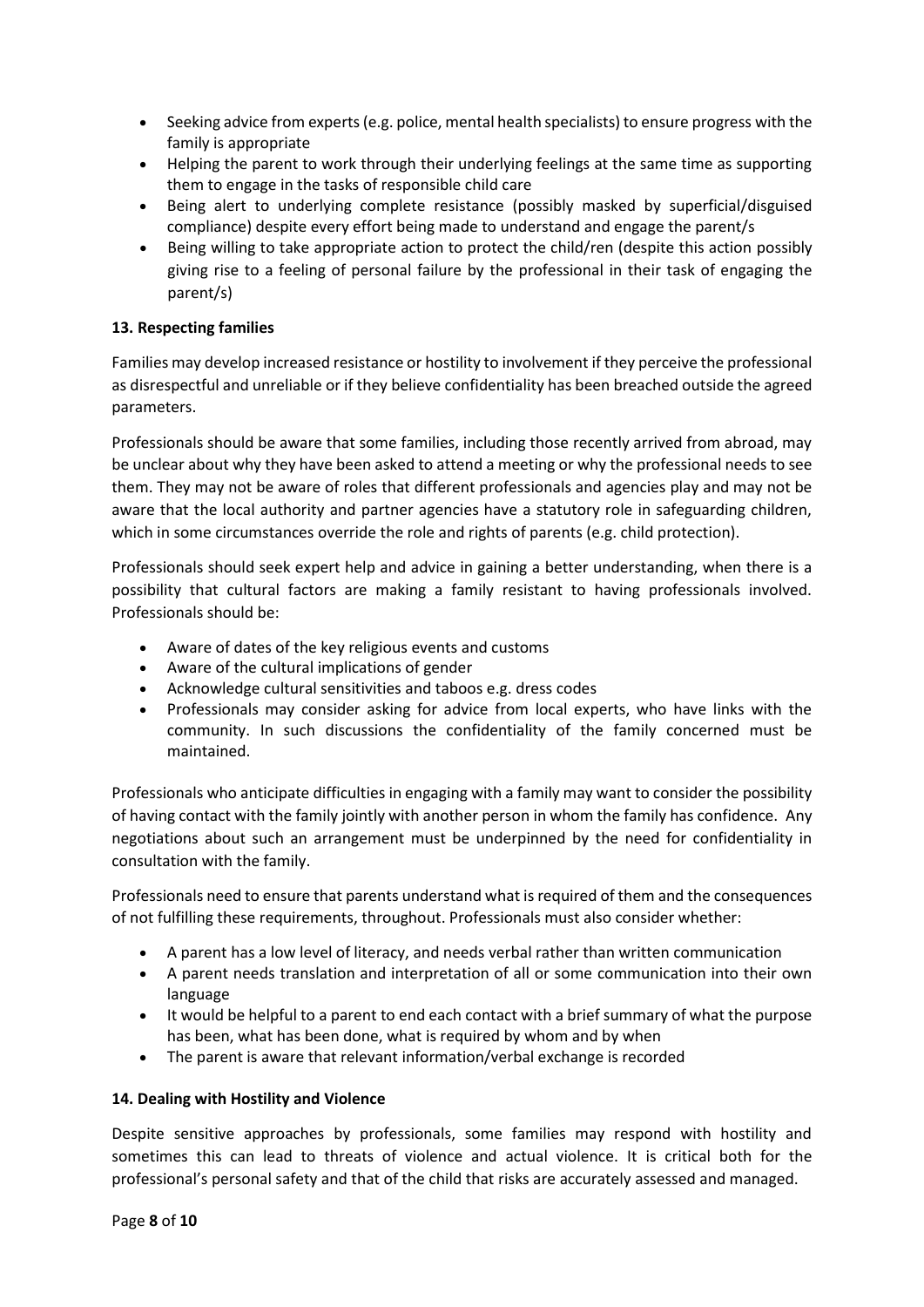- Seeking advice from experts (e.g. police, mental health specialists) to ensure progress with the family is appropriate
- Helping the parent to work through their underlying feelings at the same time as supporting them to engage in the tasks of responsible child care
- Being alert to underlying complete resistance (possibly masked by superficial/disguised compliance) despite every effort being made to understand and engage the parent/s
- Being willing to take appropriate action to protect the child/ren (despite this action possibly giving rise to a feeling of personal failure by the professional in their task of engaging the parent/s)

**13. Respecting families**

Families may develop increased resistance or hostility to involvement if they perceive the professional as disrespectful and unreliable or if they believe confidentiality has been breached outside the agreed parameters.

Professionals should be aware that some families, including those recently arrived from abroad, may be unclear about why they have been asked to attend a meeting or why the professional needs to see them. They may not be aware of roles that different professionals and agencies play and may not be aware that the local authority and partner agencies have a statutory role in safeguarding children, which in some circumstances override the role and rights of parents (e.g. child protection).

Professionals should seek expert help and advice in gaining a better understanding, when there is a possibility that cultural factors are making a family resistant to having professionals involved. Professionals should be:

- Aware of dates of the key religious events and customs
- Aware of the cultural implications of gender
- Acknowledge cultural sensitivities and taboos e.g. dress codes
- Professionals may consider asking for advice from local experts, who have links with the community. In such discussions the confidentiality of the family concerned must be maintained.

Professionals who anticipate difficulties in engaging with a family may want to consider the possibility of having contact with the family jointly with another person in whom the family has confidence. Any negotiations about such an arrangement must be underpinned by the need for confidentiality in consultation with the family.

Professionals need to ensure that parents understand what is required of them and the consequences of not fulfilling these requirements, throughout. Professionals must also consider whether:

- A parent has a low level of literacy, and needs verbal rather than written communication
- A parent needs translation and interpretation of all or some communication into their own language
- It would be helpful to a parent to end each contact with a brief summary of what the purpose has been, what has been done, what is required by whom and by when
- The parent is aware that relevant information/verbal exchange is recorded

**14. Dealing with Hostility and Violence**

Despite sensitive approaches by professionals, some families may respond with hostility and sometimes this can lead to threats of violence and actual violence. It is critical both for the professional's personal safety and that of the child that risks are accurately assessed and managed.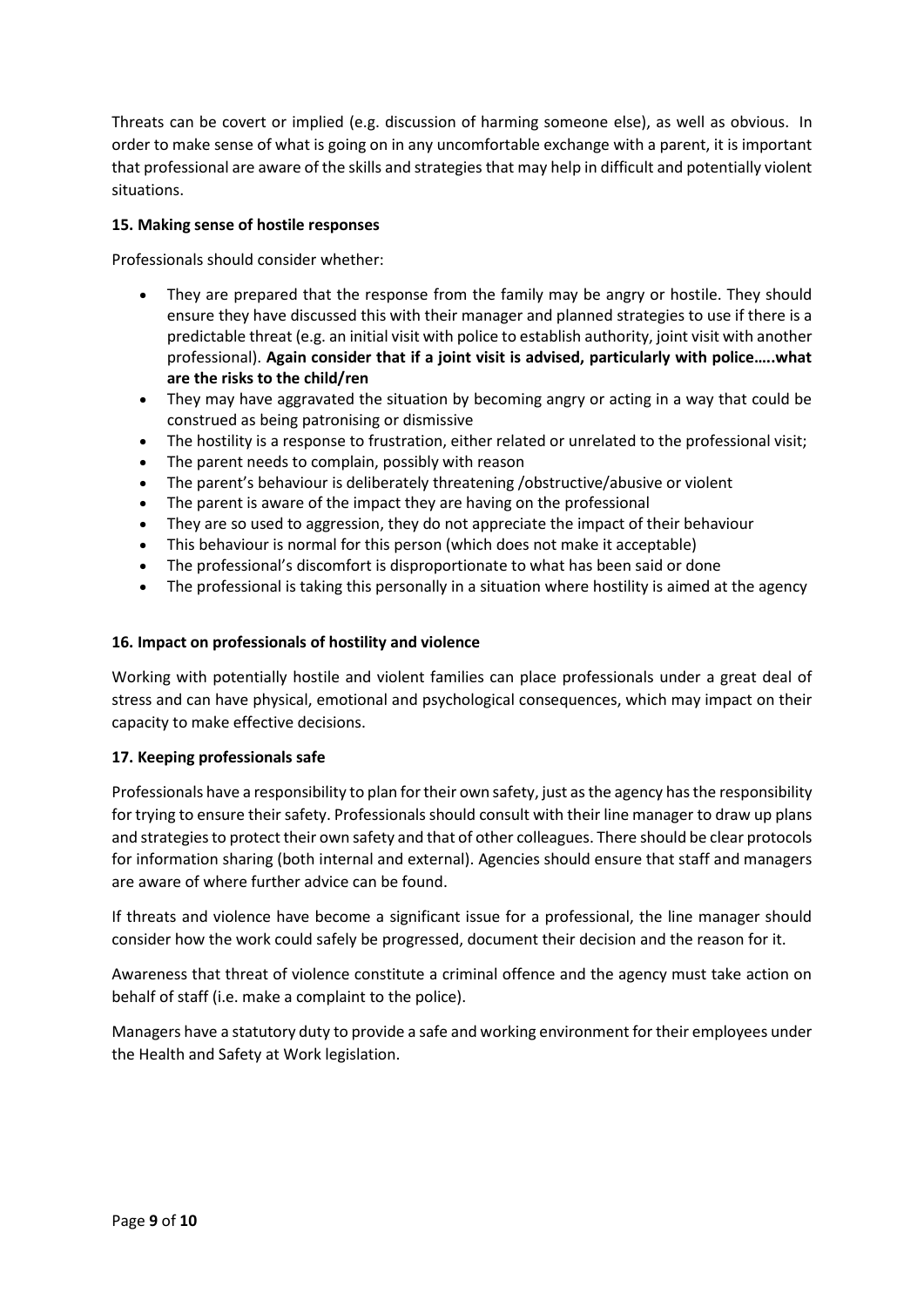Threats can be covert or implied (e.g. discussion of harming someone else), as well as obvious. In order to make sense of what is going on in any uncomfortable exchange with a parent, it is important that professional are aware of the skills and strategies that may help in difficult and potentially violent situations.

**15. Making sense of hostile responses**

Professionals should consider whether:

- They are prepared that the response from the family may be angry or hostile. They should ensure they have discussed this with their manager and planned strategies to use if there is a predictable threat (e.g. an initial visit with police to establish authority, joint visit with another professional). **Again consider that if a joint visit is advised, particularly with police…..what are the risks to the child/ren**
- They may have aggravated the situation by becoming angry or acting in a way that could be construed as being patronising or dismissive
- The hostility is a response to frustration, either related or unrelated to the professional visit;
- The parent needs to complain, possibly with reason
- The parent's behaviour is deliberately threatening /obstructive/abusive or violent
- The parent is aware of the impact they are having on the professional
- They are so used to aggression, they do not appreciate the impact of their behaviour
- This behaviour is normal for this person (which does not make it acceptable)
- The professional's discomfort is disproportionate to what has been said or done
- The professional is taking this personally in a situation where hostility is aimed at the agency

**16. Impact on professionals of hostility and violence**

Working with potentially hostile and violent families can place professionals under a great deal of stress and can have physical, emotional and psychological consequences, which may impact on their capacity to make effective decisions.

**17. Keeping professionals safe**

Professionals have a responsibility to plan for their own safety, just as the agency has the responsibility for trying to ensure their safety. Professionals should consult with their line manager to draw up plans and strategies to protect their own safety and that of other colleagues. There should be clear protocols for information sharing (both internal and external). Agencies should ensure that staff and managers are aware of where further advice can be found.

If threats and violence have become a significant issue for a professional, the line manager should consider how the work could safely be progressed, document their decision and the reason for it.

Awareness that threat of violence constitute a criminal offence and the agency must take action on behalf of staff (i.e. make a complaint to the police).

Managers have a statutory duty to provide a safe and working environment for their employees under the Health and Safety at Work legislation.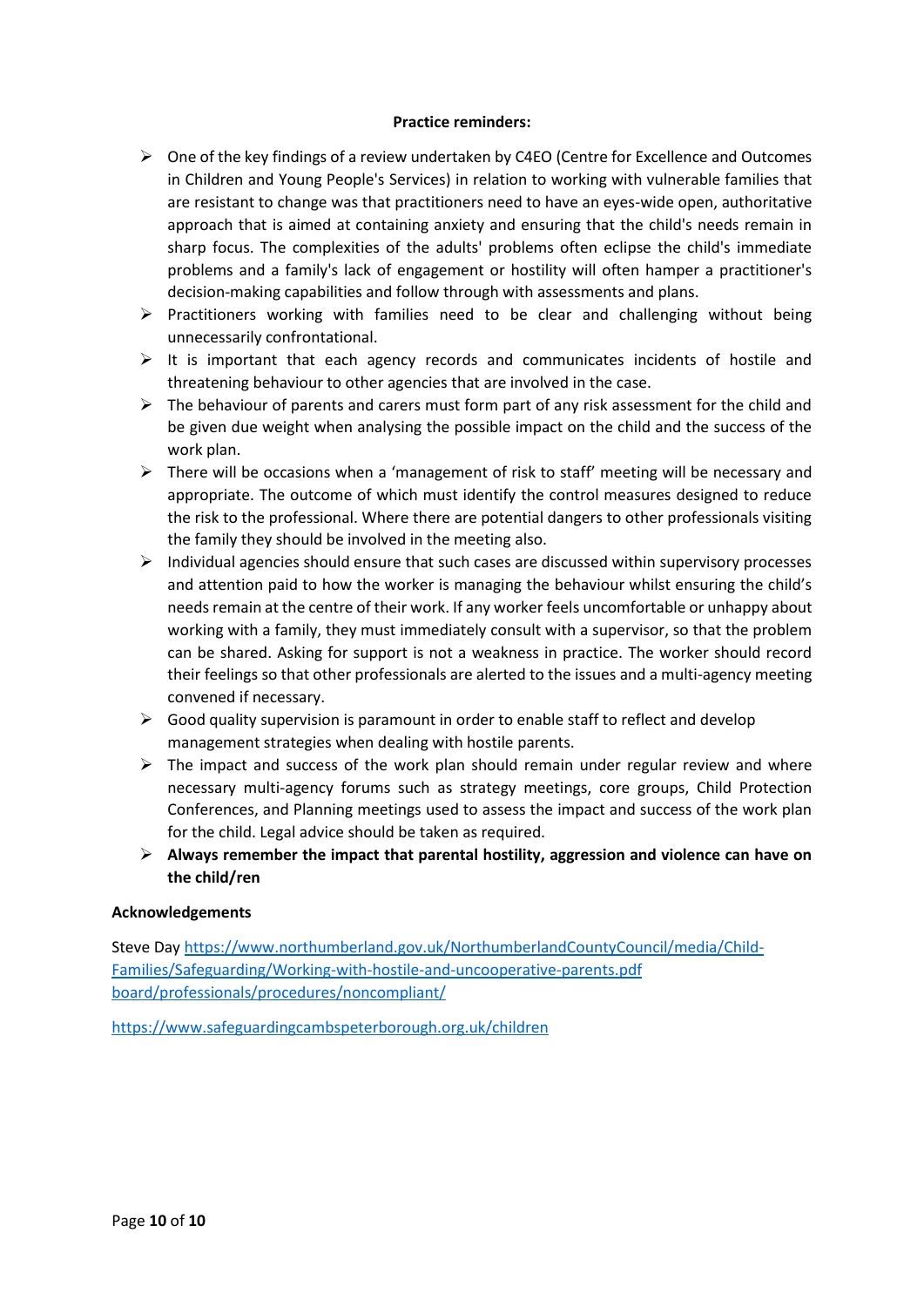**Practice reminders:**

- One of the key findings of a review undertaken by C4EO (Centre for Excellence and Outcomes in Children and Young People's Services) in relation to working with vulnerable families that are resistant to change was that practitioners need to have an eyes-wide open, authoritative approach that is aimed at containing anxiety and ensuring that the child's needs remain in sharp focus. The complexities of the adults' problems often eclipse the child's immediate problems and a family's lack of engagement or hostility will often hamper a practitioner's decision-making capabilities and follow through with assessments and plans.
- Practitioners working with families need to be clear and challenging without being unnecessarily confrontational.
- It is important that each agency records and communicates incidents of hostile and threatening behaviour to other agencies that are involved in the case.
- The behaviour of parents and carers must form part of any risk assessment for the child and be given due weight when analysing the possible impact on the child and the success of the work plan.
- There will be occasions when a 'management of risk to staff' meeting will be necessary and appropriate. The outcome of which must identify the control measures designed to reduce the risk to the professional. Where there are potential dangers to other professionals visiting the family they should be involved in the meeting also.
- Individual agencies should ensure that such cases are discussed within supervisory processes and attention paid to how the worker is managing the behaviour whilst ensuring the child's needs remain at the centre of their work. If any worker feels uncomfortable or unhappy about working with a family, they must immediately consult with a supervisor, so that the problem can be shared. Asking for support is not a weakness in practice. The worker should record their feelings so that other professionals are alerted to the issues and a multi-agency meeting convened if necessary.
- Good quality supervision is paramount in order to enable staff to reflect and develop management strategies when dealing with hostile parents.
- The impact and success of the work plan should remain under regular review and where necessary multi-agency forums such as strategy meetings, core groups, Child Protection Conferences, and Planning meetings used to assess the impact and success of the work plan for the child. Legal advice should be taken as required.
- **Always remember the impact that parental hostility, aggression and violence can have on the child/ren**

**Acknowledgements**

Steve Day https://www.northumberland.gov.uk/NorthumberlandCountyCouncil/media/Child-Families/Safeguarding/Working-with-hostile-and-uncooperative-parents.pdf board/professionals/procedures/noncompliant/

https://www.safeguardingcambspeterborough.org.uk/children